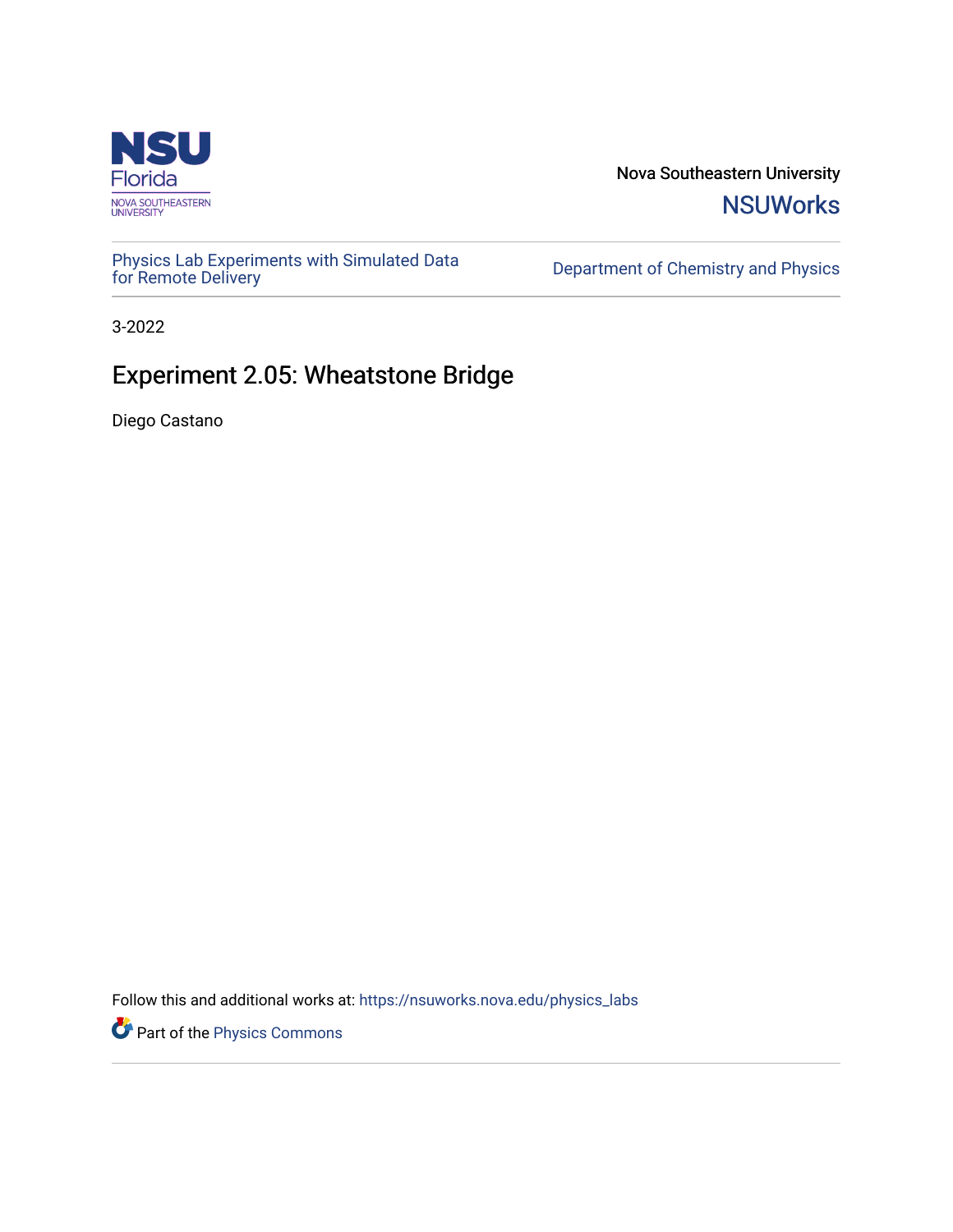Nova Southeastern University

NSUWorks

Physics Lab Experiments with Simulated Data for Remote Delivery

Department of Chemistry and Physics

3-2022

# Experiment 2.05: Wheatstone Bridge

Diego Castano

Follow this and additional works at: https://nsuworks.nova.edu/physics_labs

Part of the Physics Commons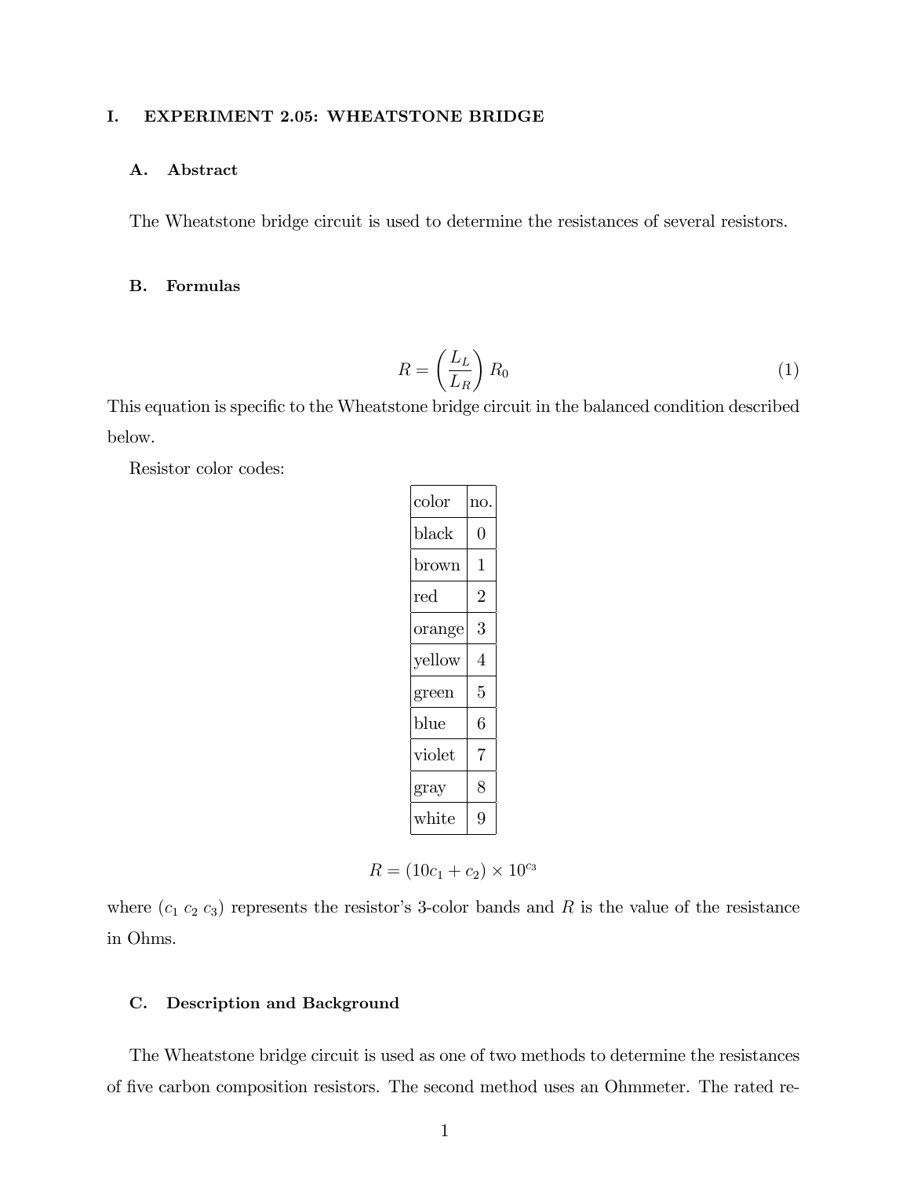# I. EXPERIMENT 2.05: WHEATSTONE BRIDGE

## A. Abstract

The Wheatstone bridge circuit is used to determine the resistances of several resistors.

## B. Formulas

$$R = \left(\frac{L_L}{L_R}\right) R_0 \tag{1}$$

This equation is specific to the Wheatstone bridge circuit in the balanced condition described below.

Resistor color codes:

| color | no. |
|---|---|
| black | 0 |
| brown | 1 |
| red | 2 |
| orange | 3 |
| yellow | 4 |
| green | 5 |
| blue | 6 |
| violet | 7 |
| gray | 8 |
| white | 9 |

$$R = (10c_1 + c_2) \times 10^{c_3}$$

where ($c_1$ $c_2$ $c_3$) represents the resistor's 3-color bands and $R$ is the value of the resistance in Ohms.

## C. Description and Background

The Wheatstone bridge circuit is used as one of two methods to determine the resistances of five carbon composition resistors. The second method uses an Ohmmeter. The rated re-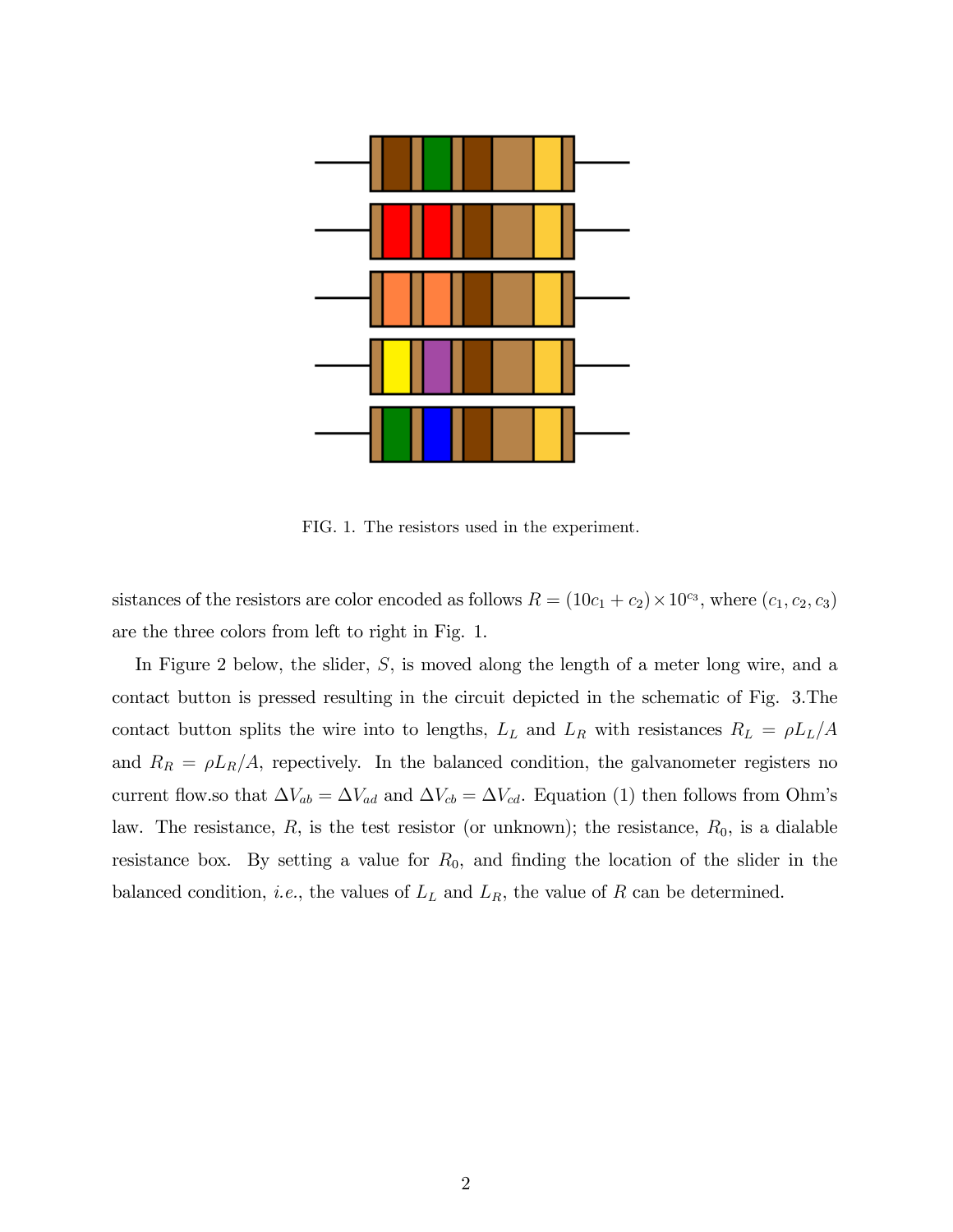FIG. 1. The resistors used in the experiment.

sistances of the resistors are color encoded as follows $R = (10c_1 + c_2) \times 10^{c_3}$, where $(c_1, c_2, c_3)$ are the three colors from left to right in Fig. 1.

In Figure 2 below, the slider, $S$, is moved along the length of a meter long wire, and a contact button is pressed resulting in the circuit depicted in the schematic of Fig. 3.The contact button splits the wire into to lengths, $L_L$ and $L_R$ with resistances $R_L = \rho L_L/A$ and $R_R = \rho L_R/A$, repectively. In the balanced condition, the galvanometer registers no current flow.so that $\Delta V_{ab} = \Delta V_{ad}$ and $\Delta V_{cb} = \Delta V_{cd}$. Equation (1) then follows from Ohm's law. The resistance, $R$, is the test resistor (or unknown); the resistance, $R_0$, is a dialable resistance box. By setting a value for $R_0$, and finding the location of the slider in the balanced condition, *i.e.*, the values of $L_L$ and $L_R$, the value of $R$ can be determined.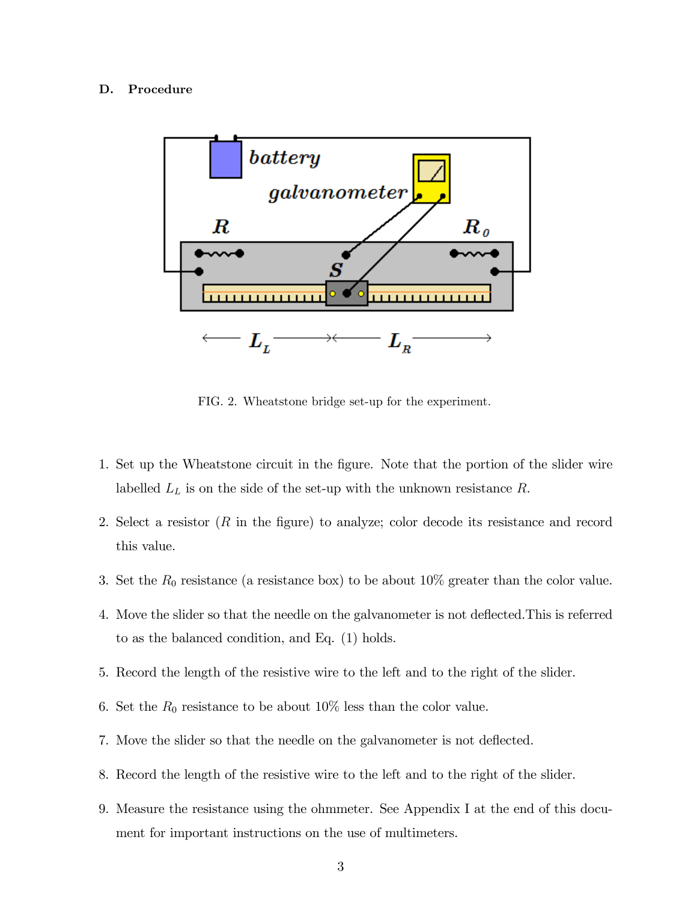### D. Procedure

FIG. 2. Wheatstone bridge set-up for the experiment.

1. Set up the Wheatstone circuit in the figure. Note that the portion of the slider wire labelled $L_L$ is on the side of the set-up with the unknown resistance $R$.
2. Select a resistor ($R$ in the figure) to analyze; color decode its resistance and record this value.
3. Set the $R_0$ resistance (a resistance box) to be about 10% greater than the color value.
4. Move the slider so that the needle on the galvanometer is not deflected.This is referred to as the balanced condition, and Eq. (1) holds.
5. Record the length of the resistive wire to the left and to the right of the slider.
6. Set the $R_0$ resistance to be about 10% less than the color value.
7. Move the slider so that the needle on the galvanometer is not deflected.
8. Record the length of the resistive wire to the left and to the right of the slider.
9. Measure the resistance using the ohmmeter. See Appendix I at the end of this document for important instructions on the use of multimeters.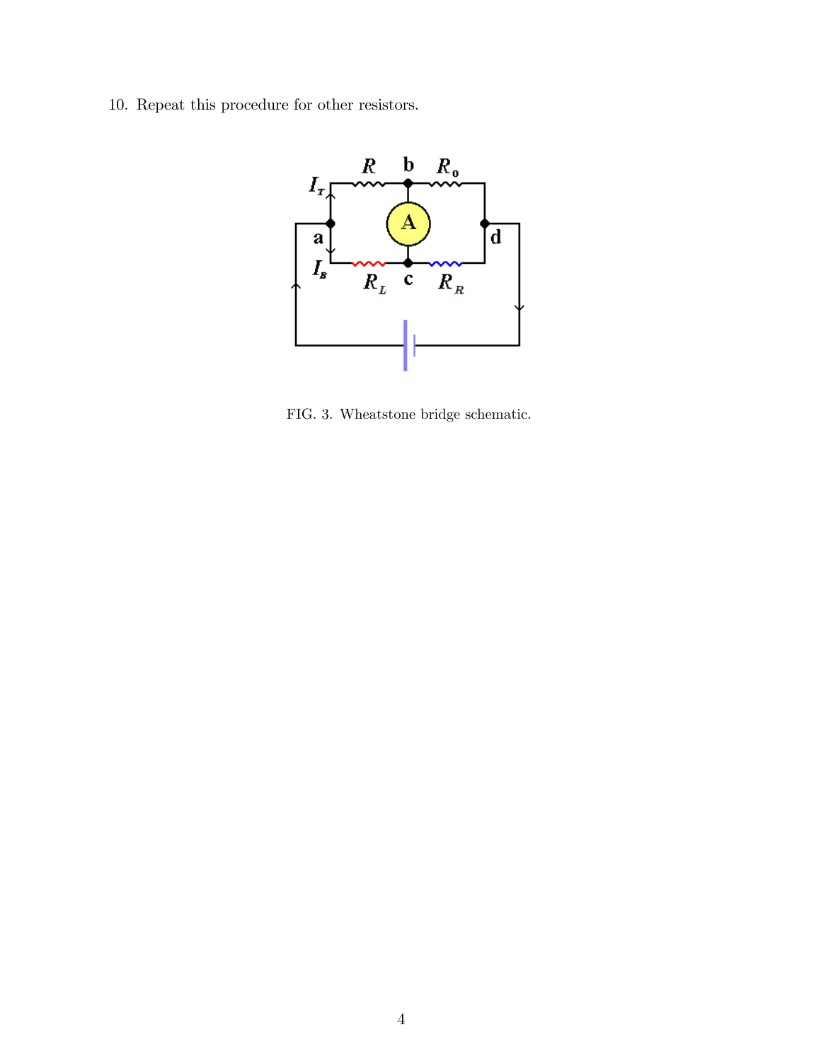10. Repeat this procedure for other resistors.

FIG. 3. Wheatstone bridge schematic.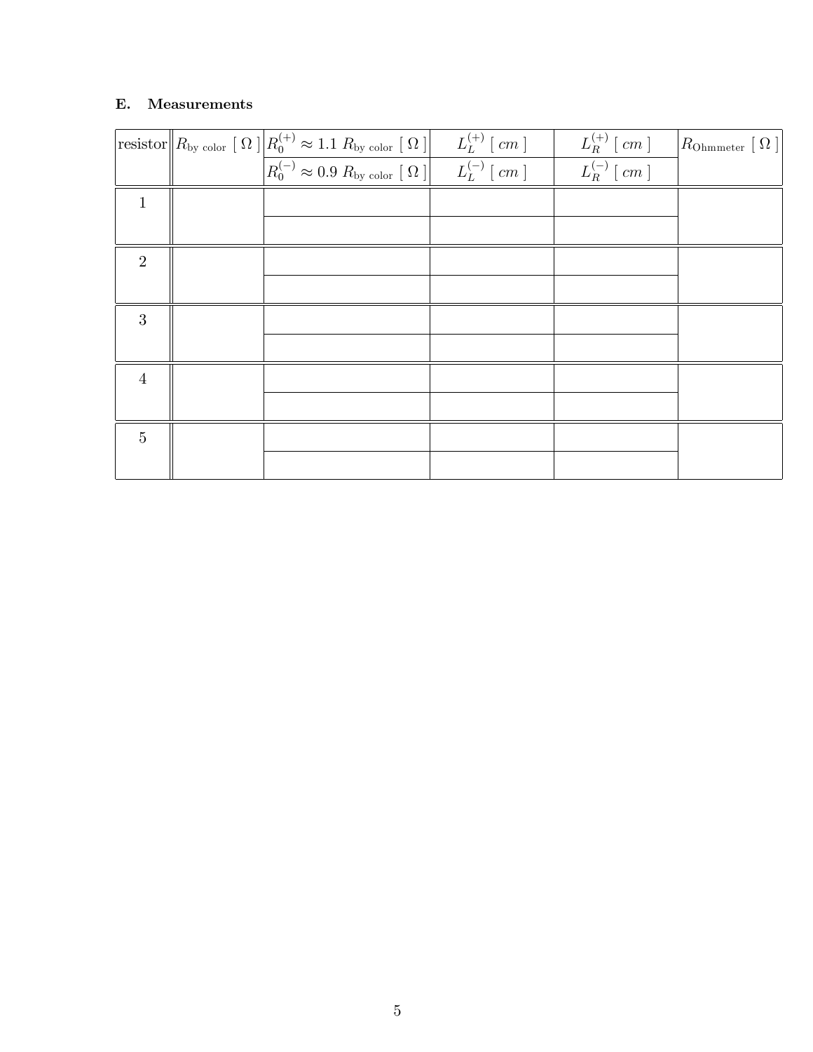### E. Measurements

| resistor | $R_{\text{by color}}$ [ $\Omega$ ] | $R_0^{(+)} \approx 1.1\ R_{\text{by color}}$ [ $\Omega$ ] | $L_L^{(+)}$ [ $cm$ ] | $L_R^{(+)}$ [ $cm$ ] | $R_{\text{Ohmmeter}}$ [ $\Omega$ ] |
|---|---|---|---|---|---|
| | | $R_0^{(-)} \approx 0.9\ R_{\text{by color}}$ [ $\Omega$ ] | $L_L^{(-)}$ [ $cm$ ] | $L_R^{(-)}$ [ $cm$ ] | |
| 1 | | | | | |
| | | | | | |
| 2 | | | | | |
| | | | | | |
| 3 | | | | | |
| | | | | | |
| 4 | | | | | |
| | | | | | |
| 5 | | | | | |
| | | | | | |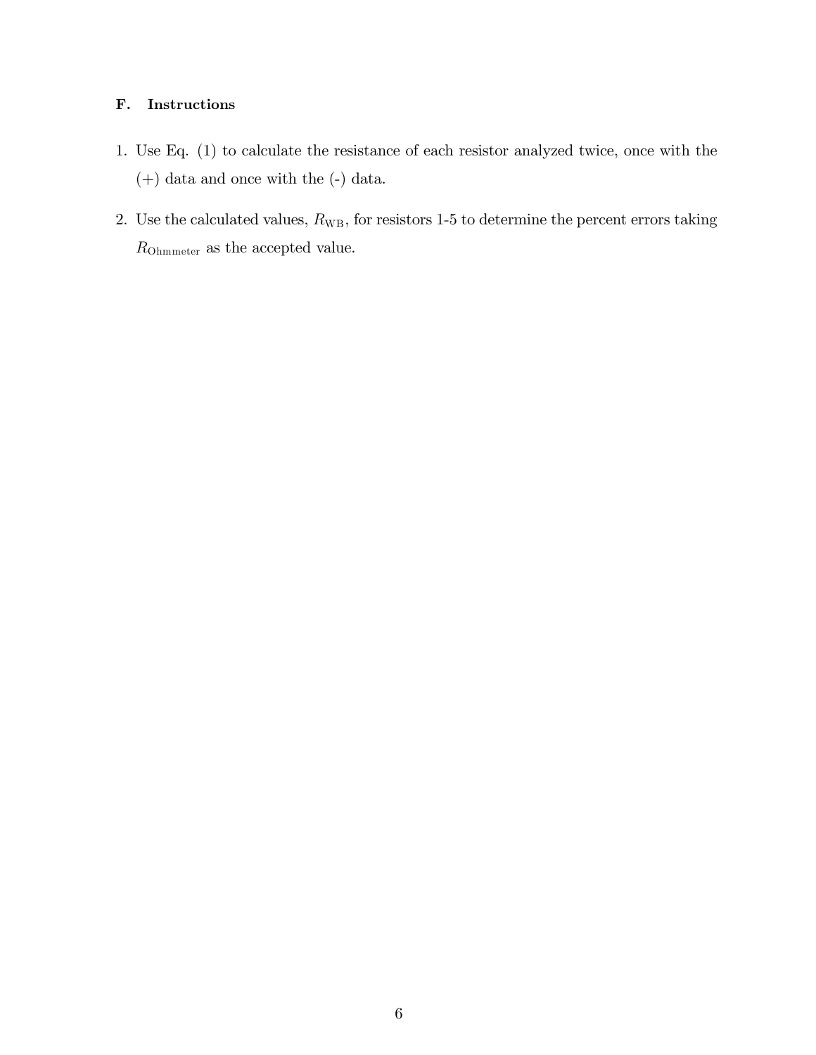### F. Instructions

1. Use Eq. (1) to calculate the resistance of each resistor analyzed twice, once with the (+) data and once with the (-) data.

2. Use the calculated values, $R_{\mathrm{WB}}$, for resistors 1-5 to determine the percent errors taking $R_{\mathrm{Ohmmeter}}$ as the accepted value.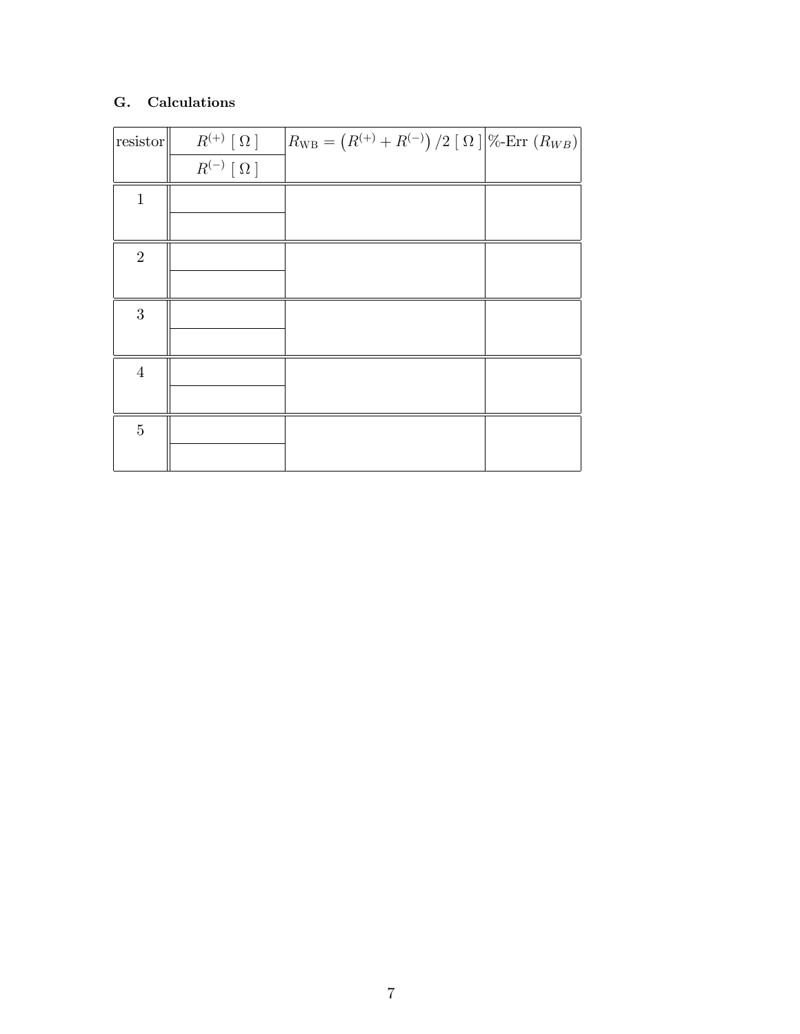### G. Calculations

| resistor | $R^{(+)}$ [ $\Omega$ ] / $R^{(-)}$ [ $\Omega$ ] | $R_{\mathrm{WB}} = \left(R^{(+)} + R^{(-)}\right)/2$ [ $\Omega$ ] | %-Err ($R_{WB}$) |
|---|---|---|---|
| 1 | | | |
| | | | |
| 2 | | | |
| | | | |
| 3 | | | |
| | | | |
| 4 | | | |
| | | | |
| 5 | | | |
| | | | |